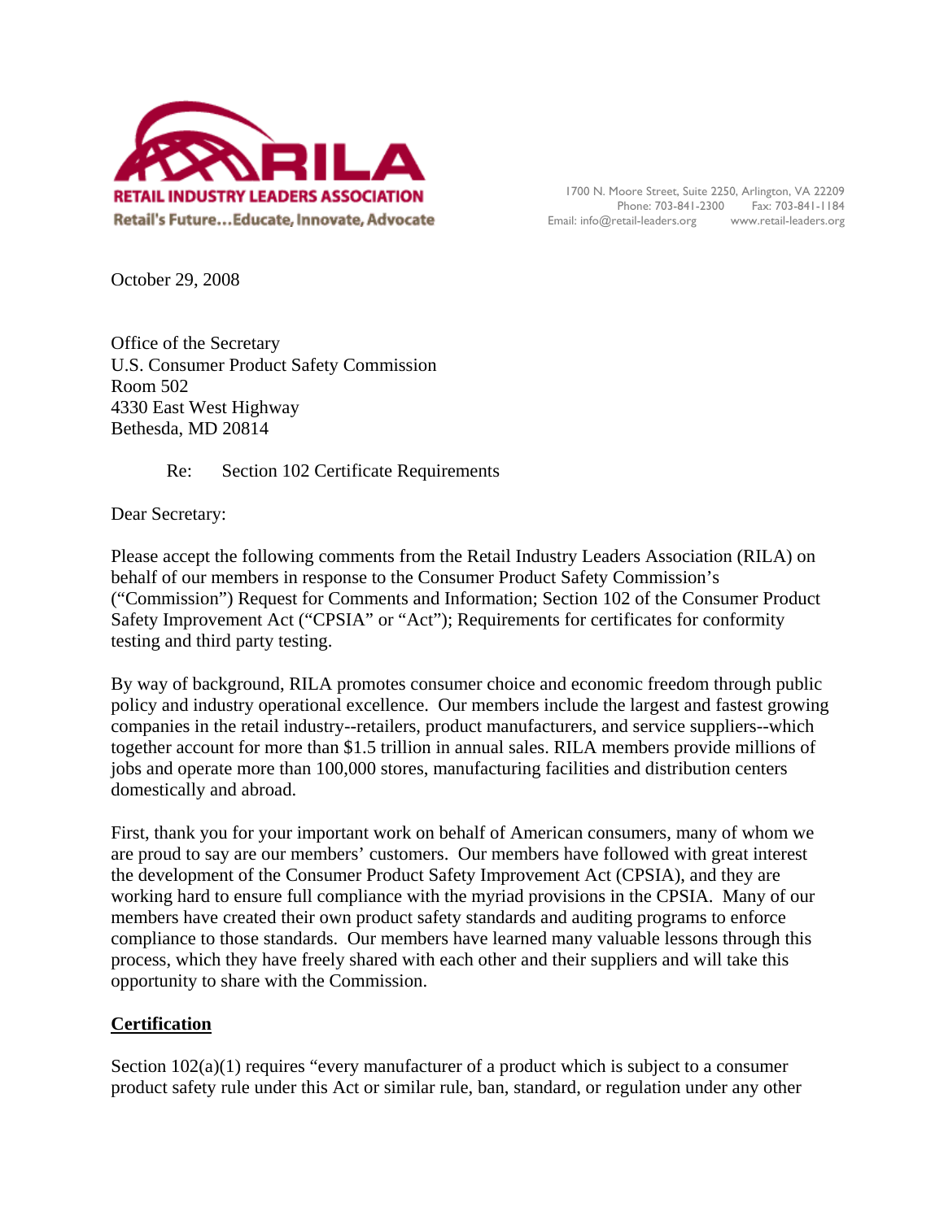**RETAIL INDUSTRY LEADERS ASSOCIATION**
Retail's Future...Educate, Innovate, Advocate

1700 N. Moore Street, Suite 2250, Arlington, VA 22209
Phone: 703-841-2300 Fax: 703-841-1184
Email: info@retail-leaders.org www.retail-leaders.org

October 29, 2008

Office of the Secretary
U.S. Consumer Product Safety Commission
Room 502
4330 East West Highway
Bethesda, MD 20814

Re: Section 102 Certificate Requirements

Dear Secretary:

Please accept the following comments from the Retail Industry Leaders Association (RILA) on behalf of our members in response to the Consumer Product Safety Commission's ("Commission") Request for Comments and Information; Section 102 of the Consumer Product Safety Improvement Act ("CPSIA" or "Act"); Requirements for certificates for conformity testing and third party testing.

By way of background, RILA promotes consumer choice and economic freedom through public policy and industry operational excellence. Our members include the largest and fastest growing companies in the retail industry--retailers, product manufacturers, and service suppliers--which together account for more than $1.5 trillion in annual sales. RILA members provide millions of jobs and operate more than 100,000 stores, manufacturing facilities and distribution centers domestically and abroad.

First, thank you for your important work on behalf of American consumers, many of whom we are proud to say are our members' customers. Our members have followed with great interest the development of the Consumer Product Safety Improvement Act (CPSIA), and they are working hard to ensure full compliance with the myriad provisions in the CPSIA. Many of our members have created their own product safety standards and auditing programs to enforce compliance to those standards. Our members have learned many valuable lessons through this process, which they have freely shared with each other and their suppliers and will take this opportunity to share with the Commission.

**Certification**

Section 102(a)(1) requires "every manufacturer of a product which is subject to a consumer product safety rule under this Act or similar rule, ban, standard, or regulation under any other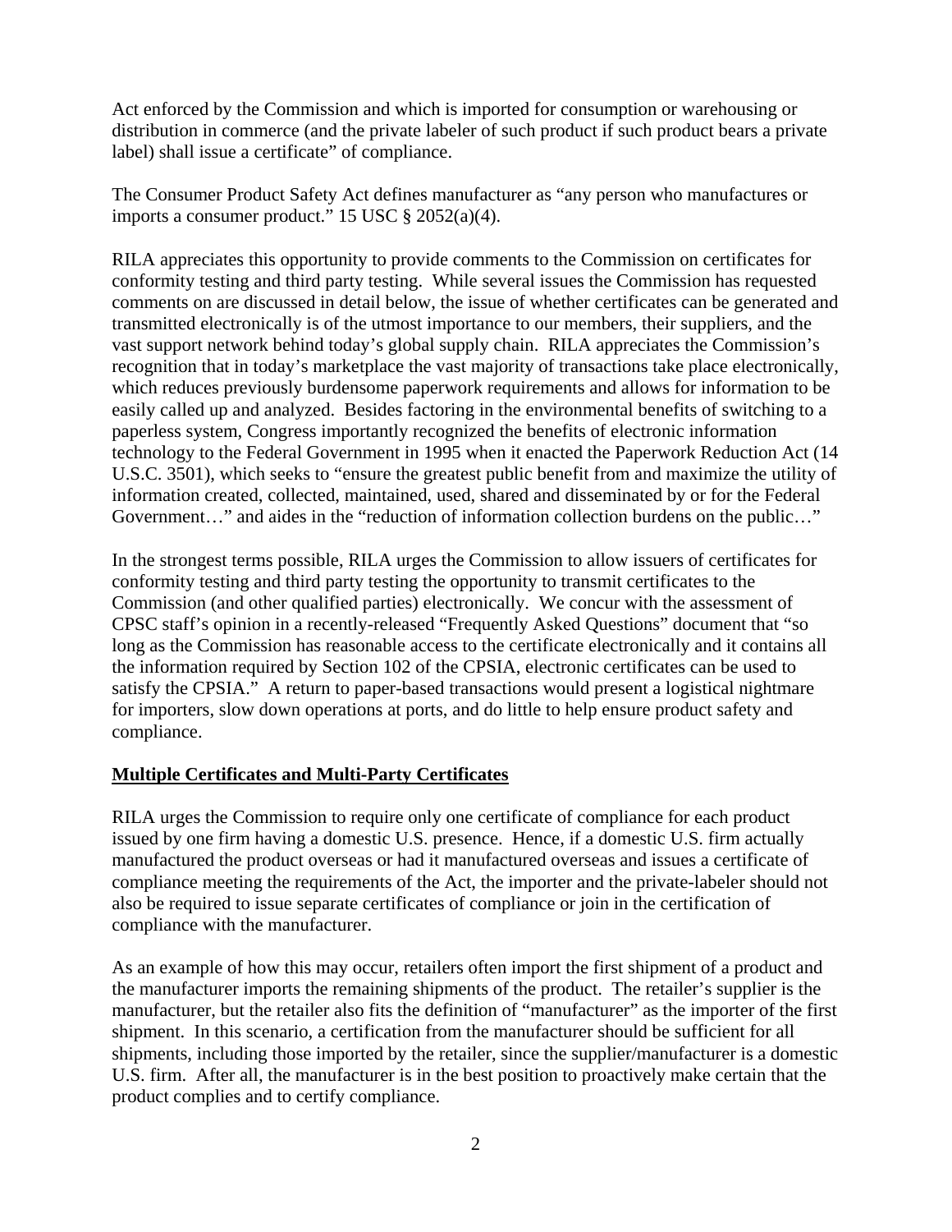Act enforced by the Commission and which is imported for consumption or warehousing or distribution in commerce (and the private labeler of such product if such product bears a private label) shall issue a certificate" of compliance.

The Consumer Product Safety Act defines manufacturer as "any person who manufactures or imports a consumer product." 15 USC § 2052(a)(4).

RILA appreciates this opportunity to provide comments to the Commission on certificates for conformity testing and third party testing. While several issues the Commission has requested comments on are discussed in detail below, the issue of whether certificates can be generated and transmitted electronically is of the utmost importance to our members, their suppliers, and the vast support network behind today's global supply chain. RILA appreciates the Commission's recognition that in today's marketplace the vast majority of transactions take place electronically, which reduces previously burdensome paperwork requirements and allows for information to be easily called up and analyzed. Besides factoring in the environmental benefits of switching to a paperless system, Congress importantly recognized the benefits of electronic information technology to the Federal Government in 1995 when it enacted the Paperwork Reduction Act (14 U.S.C. 3501), which seeks to "ensure the greatest public benefit from and maximize the utility of information created, collected, maintained, used, shared and disseminated by or for the Federal Government…" and aides in the "reduction of information collection burdens on the public…"

In the strongest terms possible, RILA urges the Commission to allow issuers of certificates for conformity testing and third party testing the opportunity to transmit certificates to the Commission (and other qualified parties) electronically. We concur with the assessment of CPSC staff's opinion in a recently-released "Frequently Asked Questions" document that "so long as the Commission has reasonable access to the certificate electronically and it contains all the information required by Section 102 of the CPSIA, electronic certificates can be used to satisfy the CPSIA." A return to paper-based transactions would present a logistical nightmare for importers, slow down operations at ports, and do little to help ensure product safety and compliance.

**Multiple Certificates and Multi-Party Certificates**

RILA urges the Commission to require only one certificate of compliance for each product issued by one firm having a domestic U.S. presence. Hence, if a domestic U.S. firm actually manufactured the product overseas or had it manufactured overseas and issues a certificate of compliance meeting the requirements of the Act, the importer and the private-labeler should not also be required to issue separate certificates of compliance or join in the certification of compliance with the manufacturer.

As an example of how this may occur, retailers often import the first shipment of a product and the manufacturer imports the remaining shipments of the product. The retailer's supplier is the manufacturer, but the retailer also fits the definition of "manufacturer" as the importer of the first shipment. In this scenario, a certification from the manufacturer should be sufficient for all shipments, including those imported by the retailer, since the supplier/manufacturer is a domestic U.S. firm. After all, the manufacturer is in the best position to proactively make certain that the product complies and to certify compliance.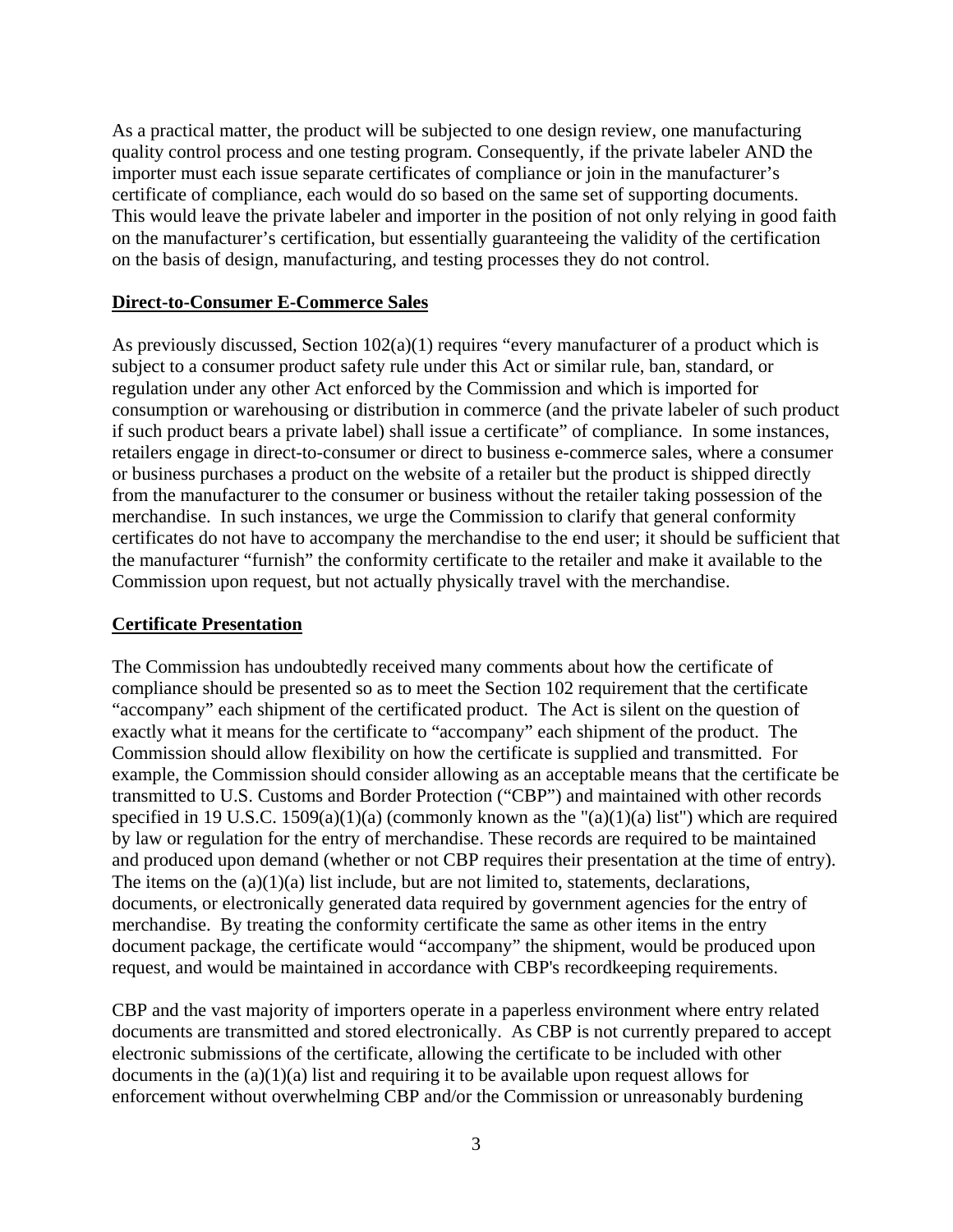As a practical matter, the product will be subjected to one design review, one manufacturing quality control process and one testing program. Consequently, if the private labeler AND the importer must each issue separate certificates of compliance or join in the manufacturer's certificate of compliance, each would do so based on the same set of supporting documents. This would leave the private labeler and importer in the position of not only relying in good faith on the manufacturer's certification, but essentially guaranteeing the validity of the certification on the basis of design, manufacturing, and testing processes they do not control.

**Direct-to-Consumer E-Commerce Sales**

As previously discussed, Section 102(a)(1) requires "every manufacturer of a product which is subject to a consumer product safety rule under this Act or similar rule, ban, standard, or regulation under any other Act enforced by the Commission and which is imported for consumption or warehousing or distribution in commerce (and the private labeler of such product if such product bears a private label) shall issue a certificate" of compliance. In some instances, retailers engage in direct-to-consumer or direct to business e-commerce sales, where a consumer or business purchases a product on the website of a retailer but the product is shipped directly from the manufacturer to the consumer or business without the retailer taking possession of the merchandise. In such instances, we urge the Commission to clarify that general conformity certificates do not have to accompany the merchandise to the end user; it should be sufficient that the manufacturer "furnish" the conformity certificate to the retailer and make it available to the Commission upon request, but not actually physically travel with the merchandise.

**Certificate Presentation**

The Commission has undoubtedly received many comments about how the certificate of compliance should be presented so as to meet the Section 102 requirement that the certificate "accompany" each shipment of the certificated product. The Act is silent on the question of exactly what it means for the certificate to "accompany" each shipment of the product. The Commission should allow flexibility on how the certificate is supplied and transmitted. For example, the Commission should consider allowing as an acceptable means that the certificate be transmitted to U.S. Customs and Border Protection ("CBP") and maintained with other records specified in 19 U.S.C. 1509(a)(1)(a) (commonly known as the "(a)(1)(a) list") which are required by law or regulation for the entry of merchandise. These records are required to be maintained and produced upon demand (whether or not CBP requires their presentation at the time of entry). The items on the (a)(1)(a) list include, but are not limited to, statements, declarations, documents, or electronically generated data required by government agencies for the entry of merchandise. By treating the conformity certificate the same as other items in the entry document package, the certificate would "accompany" the shipment, would be produced upon request, and would be maintained in accordance with CBP's recordkeeping requirements.

CBP and the vast majority of importers operate in a paperless environment where entry related documents are transmitted and stored electronically. As CBP is not currently prepared to accept electronic submissions of the certificate, allowing the certificate to be included with other documents in the (a)(1)(a) list and requiring it to be available upon request allows for enforcement without overwhelming CBP and/or the Commission or unreasonably burdening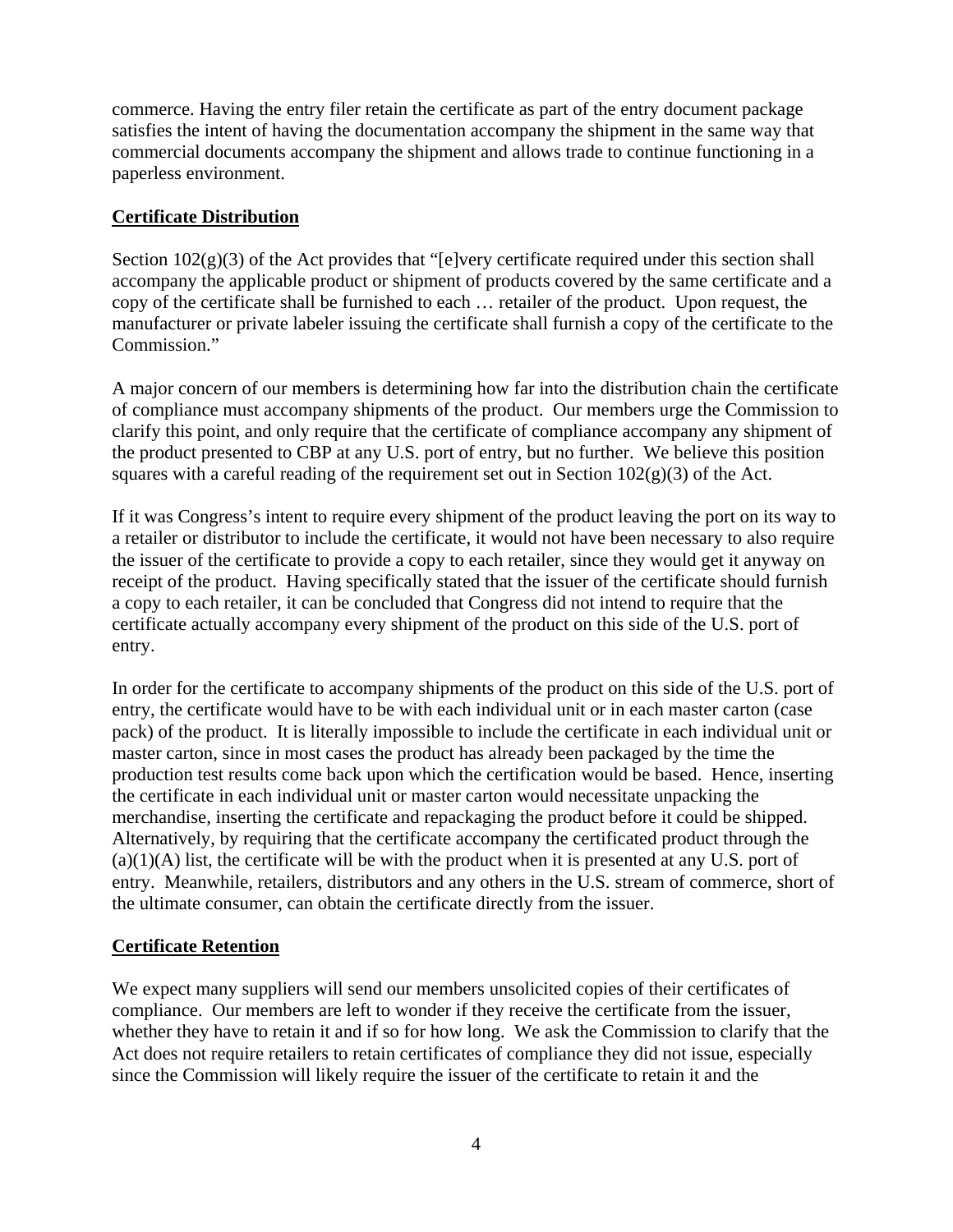commerce. Having the entry filer retain the certificate as part of the entry document package satisfies the intent of having the documentation accompany the shipment in the same way that commercial documents accompany the shipment and allows trade to continue functioning in a paperless environment.

## Certificate Distribution

Section 102(g)(3) of the Act provides that "[e]very certificate required under this section shall accompany the applicable product or shipment of products covered by the same certificate and a copy of the certificate shall be furnished to each … retailer of the product. Upon request, the manufacturer or private labeler issuing the certificate shall furnish a copy of the certificate to the Commission."

A major concern of our members is determining how far into the distribution chain the certificate of compliance must accompany shipments of the product. Our members urge the Commission to clarify this point, and only require that the certificate of compliance accompany any shipment of the product presented to CBP at any U.S. port of entry, but no further. We believe this position squares with a careful reading of the requirement set out in Section 102(g)(3) of the Act.

If it was Congress's intent to require every shipment of the product leaving the port on its way to a retailer or distributor to include the certificate, it would not have been necessary to also require the issuer of the certificate to provide a copy to each retailer, since they would get it anyway on receipt of the product. Having specifically stated that the issuer of the certificate should furnish a copy to each retailer, it can be concluded that Congress did not intend to require that the certificate actually accompany every shipment of the product on this side of the U.S. port of entry.

In order for the certificate to accompany shipments of the product on this side of the U.S. port of entry, the certificate would have to be with each individual unit or in each master carton (case pack) of the product. It is literally impossible to include the certificate in each individual unit or master carton, since in most cases the product has already been packaged by the time the production test results come back upon which the certification would be based. Hence, inserting the certificate in each individual unit or master carton would necessitate unpacking the merchandise, inserting the certificate and repackaging the product before it could be shipped. Alternatively, by requiring that the certificate accompany the certificated product through the (a)(1)(A) list, the certificate will be with the product when it is presented at any U.S. port of entry. Meanwhile, retailers, distributors and any others in the U.S. stream of commerce, short of the ultimate consumer, can obtain the certificate directly from the issuer.

## Certificate Retention

We expect many suppliers will send our members unsolicited copies of their certificates of compliance. Our members are left to wonder if they receive the certificate from the issuer, whether they have to retain it and if so for how long. We ask the Commission to clarify that the Act does not require retailers to retain certificates of compliance they did not issue, especially since the Commission will likely require the issuer of the certificate to retain it and the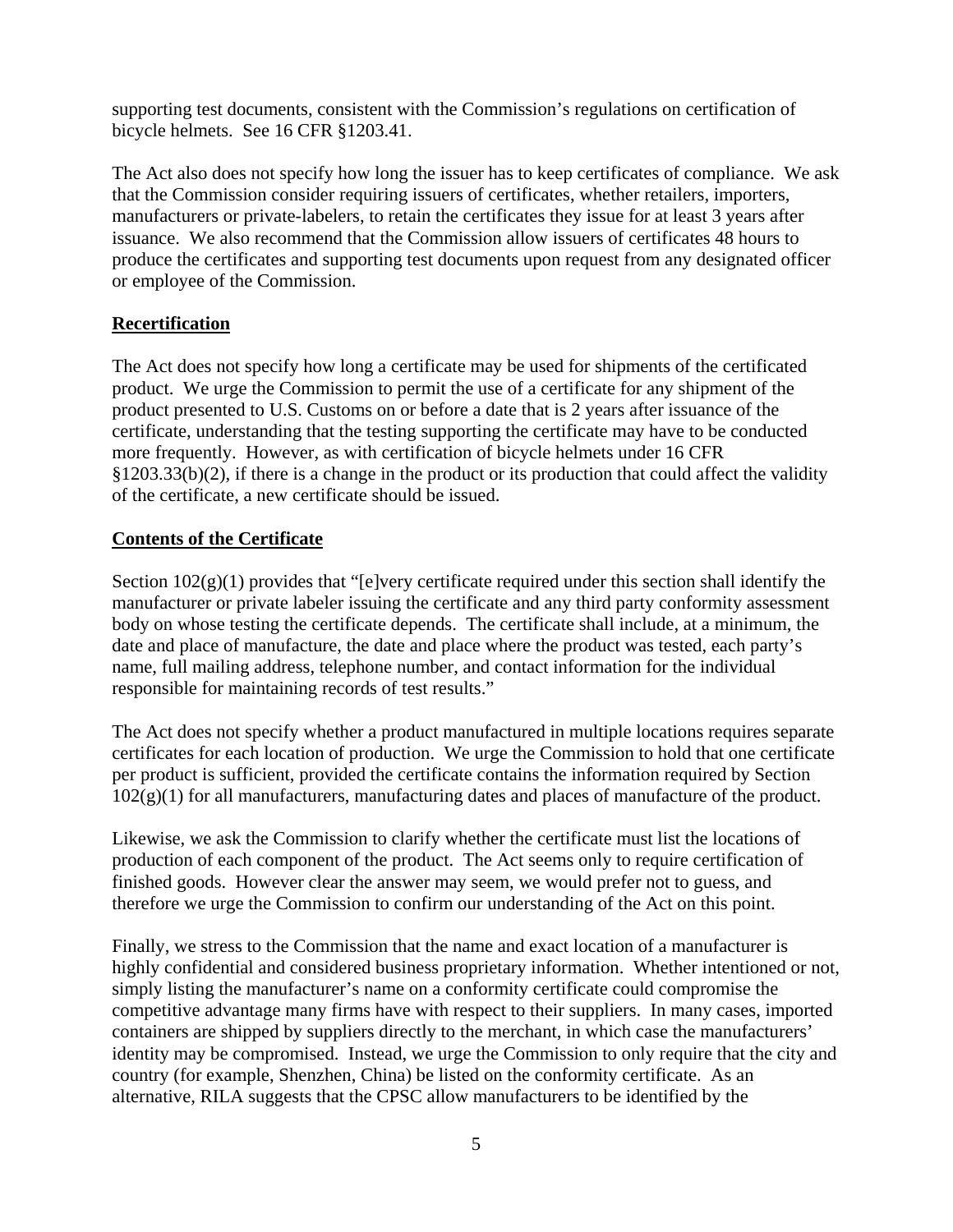supporting test documents, consistent with the Commission's regulations on certification of bicycle helmets. See 16 CFR §1203.41.

The Act also does not specify how long the issuer has to keep certificates of compliance. We ask that the Commission consider requiring issuers of certificates, whether retailers, importers, manufacturers or private-labelers, to retain the certificates they issue for at least 3 years after issuance. We also recommend that the Commission allow issuers of certificates 48 hours to produce the certificates and supporting test documents upon request from any designated officer or employee of the Commission.

## Recertification

The Act does not specify how long a certificate may be used for shipments of the certificated product. We urge the Commission to permit the use of a certificate for any shipment of the product presented to U.S. Customs on or before a date that is 2 years after issuance of the certificate, understanding that the testing supporting the certificate may have to be conducted more frequently. However, as with certification of bicycle helmets under 16 CFR §1203.33(b)(2), if there is a change in the product or its production that could affect the validity of the certificate, a new certificate should be issued.

## Contents of the Certificate

Section 102(g)(1) provides that "[e]very certificate required under this section shall identify the manufacturer or private labeler issuing the certificate and any third party conformity assessment body on whose testing the certificate depends. The certificate shall include, at a minimum, the date and place of manufacture, the date and place where the product was tested, each party's name, full mailing address, telephone number, and contact information for the individual responsible for maintaining records of test results."

The Act does not specify whether a product manufactured in multiple locations requires separate certificates for each location of production. We urge the Commission to hold that one certificate per product is sufficient, provided the certificate contains the information required by Section 102(g)(1) for all manufacturers, manufacturing dates and places of manufacture of the product.

Likewise, we ask the Commission to clarify whether the certificate must list the locations of production of each component of the product. The Act seems only to require certification of finished goods. However clear the answer may seem, we would prefer not to guess, and therefore we urge the Commission to confirm our understanding of the Act on this point.

Finally, we stress to the Commission that the name and exact location of a manufacturer is highly confidential and considered business proprietary information. Whether intentioned or not, simply listing the manufacturer's name on a conformity certificate could compromise the competitive advantage many firms have with respect to their suppliers. In many cases, imported containers are shipped by suppliers directly to the merchant, in which case the manufacturers' identity may be compromised. Instead, we urge the Commission to only require that the city and country (for example, Shenzhen, China) be listed on the conformity certificate. As an alternative, RILA suggests that the CPSC allow manufacturers to be identified by the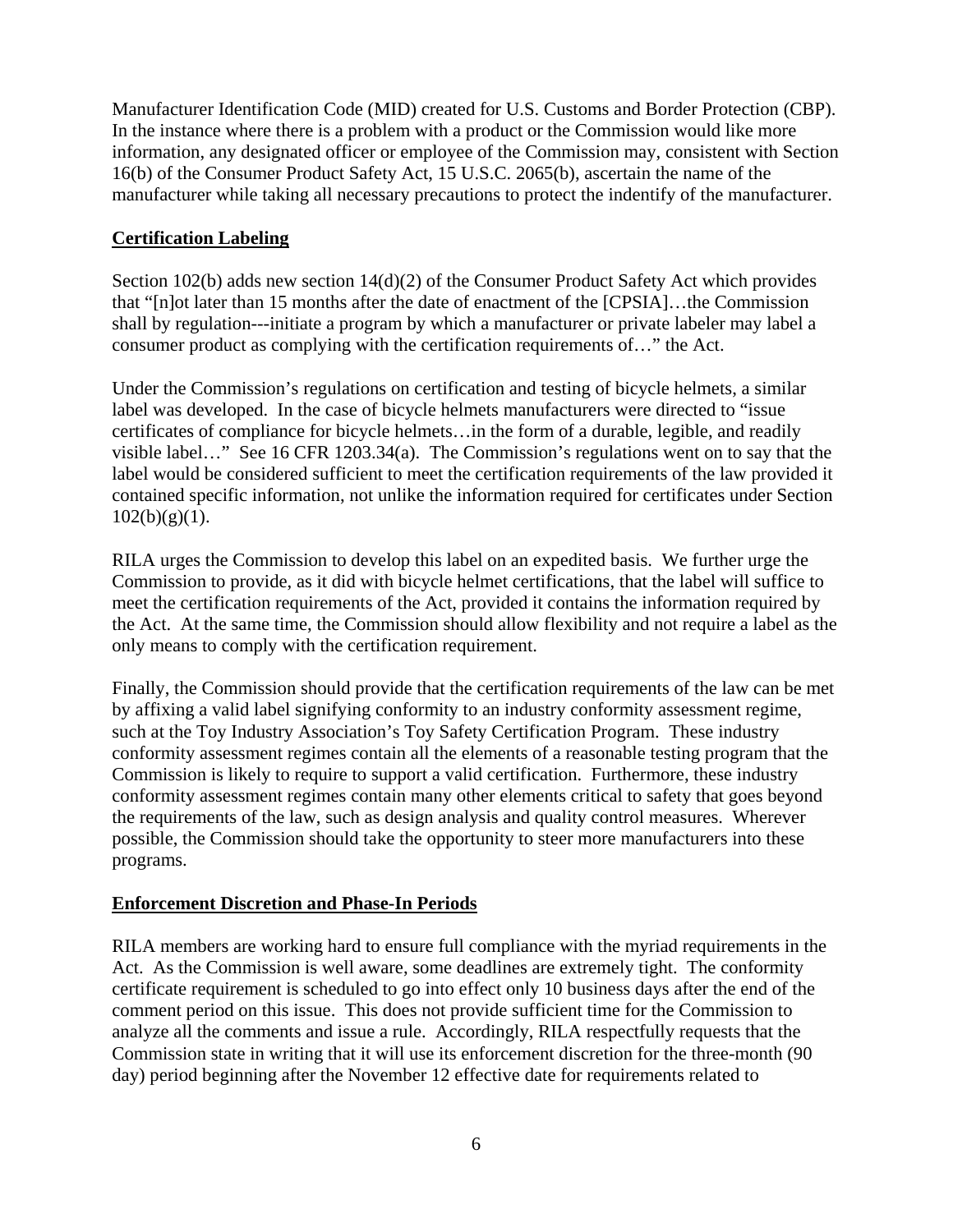Manufacturer Identification Code (MID) created for U.S. Customs and Border Protection (CBP). In the instance where there is a problem with a product or the Commission would like more information, any designated officer or employee of the Commission may, consistent with Section 16(b) of the Consumer Product Safety Act, 15 U.S.C. 2065(b), ascertain the name of the manufacturer while taking all necessary precautions to protect the indentify of the manufacturer.

**Certification Labeling**

Section 102(b) adds new section 14(d)(2) of the Consumer Product Safety Act which provides that "[n]ot later than 15 months after the date of enactment of the [CPSIA]…the Commission shall by regulation---initiate a program by which a manufacturer or private labeler may label a consumer product as complying with the certification requirements of…" the Act.

Under the Commission's regulations on certification and testing of bicycle helmets, a similar label was developed. In the case of bicycle helmets manufacturers were directed to "issue certificates of compliance for bicycle helmets…in the form of a durable, legible, and readily visible label…" See 16 CFR 1203.34(a). The Commission's regulations went on to say that the label would be considered sufficient to meet the certification requirements of the law provided it contained specific information, not unlike the information required for certificates under Section 102(b)(g)(1).

RILA urges the Commission to develop this label on an expedited basis. We further urge the Commission to provide, as it did with bicycle helmet certifications, that the label will suffice to meet the certification requirements of the Act, provided it contains the information required by the Act. At the same time, the Commission should allow flexibility and not require a label as the only means to comply with the certification requirement.

Finally, the Commission should provide that the certification requirements of the law can be met by affixing a valid label signifying conformity to an industry conformity assessment regime, such at the Toy Industry Association's Toy Safety Certification Program. These industry conformity assessment regimes contain all the elements of a reasonable testing program that the Commission is likely to require to support a valid certification. Furthermore, these industry conformity assessment regimes contain many other elements critical to safety that goes beyond the requirements of the law, such as design analysis and quality control measures. Wherever possible, the Commission should take the opportunity to steer more manufacturers into these programs.

**Enforcement Discretion and Phase-In Periods**

RILA members are working hard to ensure full compliance with the myriad requirements in the Act. As the Commission is well aware, some deadlines are extremely tight. The conformity certificate requirement is scheduled to go into effect only 10 business days after the end of the comment period on this issue. This does not provide sufficient time for the Commission to analyze all the comments and issue a rule. Accordingly, RILA respectfully requests that the Commission state in writing that it will use its enforcement discretion for the three-month (90 day) period beginning after the November 12 effective date for requirements related to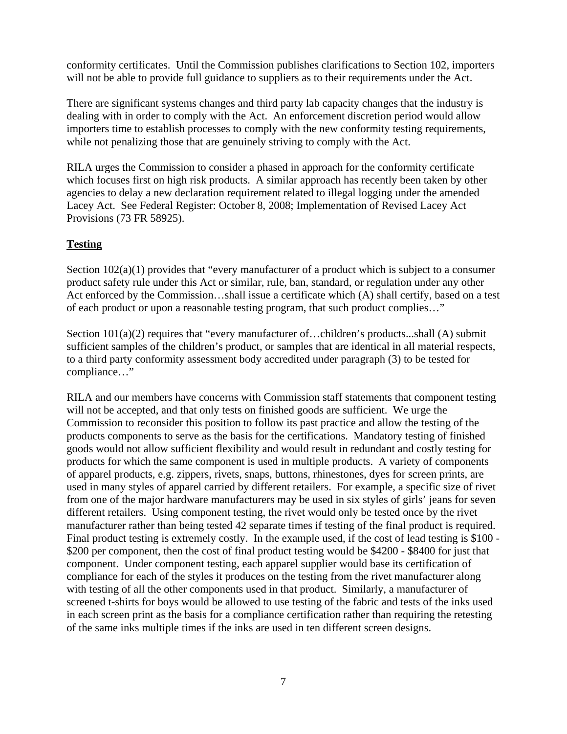conformity certificates. Until the Commission publishes clarifications to Section 102, importers will not be able to provide full guidance to suppliers as to their requirements under the Act.

There are significant systems changes and third party lab capacity changes that the industry is dealing with in order to comply with the Act. An enforcement discretion period would allow importers time to establish processes to comply with the new conformity testing requirements, while not penalizing those that are genuinely striving to comply with the Act.

RILA urges the Commission to consider a phased in approach for the conformity certificate which focuses first on high risk products. A similar approach has recently been taken by other agencies to delay a new declaration requirement related to illegal logging under the amended Lacey Act. See Federal Register: October 8, 2008; Implementation of Revised Lacey Act Provisions (73 FR 58925).

**Testing**

Section 102(a)(1) provides that "every manufacturer of a product which is subject to a consumer product safety rule under this Act or similar, rule, ban, standard, or regulation under any other Act enforced by the Commission…shall issue a certificate which (A) shall certify, based on a test of each product or upon a reasonable testing program, that such product complies…"

Section 101(a)(2) requires that "every manufacturer of…children's products...shall (A) submit sufficient samples of the children's product, or samples that are identical in all material respects, to a third party conformity assessment body accredited under paragraph (3) to be tested for compliance…"

RILA and our members have concerns with Commission staff statements that component testing will not be accepted, and that only tests on finished goods are sufficient. We urge the Commission to reconsider this position to follow its past practice and allow the testing of the products components to serve as the basis for the certifications. Mandatory testing of finished goods would not allow sufficient flexibility and would result in redundant and costly testing for products for which the same component is used in multiple products. A variety of components of apparel products, e.g. zippers, rivets, snaps, buttons, rhinestones, dyes for screen prints, are used in many styles of apparel carried by different retailers. For example, a specific size of rivet from one of the major hardware manufacturers may be used in six styles of girls' jeans for seven different retailers. Using component testing, the rivet would only be tested once by the rivet manufacturer rather than being tested 42 separate times if testing of the final product is required. Final product testing is extremely costly. In the example used, if the cost of lead testing is $100 - $200 per component, then the cost of final product testing would be $4200 - $8400 for just that component. Under component testing, each apparel supplier would base its certification of compliance for each of the styles it produces on the testing from the rivet manufacturer along with testing of all the other components used in that product. Similarly, a manufacturer of screened t-shirts for boys would be allowed to use testing of the fabric and tests of the inks used in each screen print as the basis for a compliance certification rather than requiring the retesting of the same inks multiple times if the inks are used in ten different screen designs.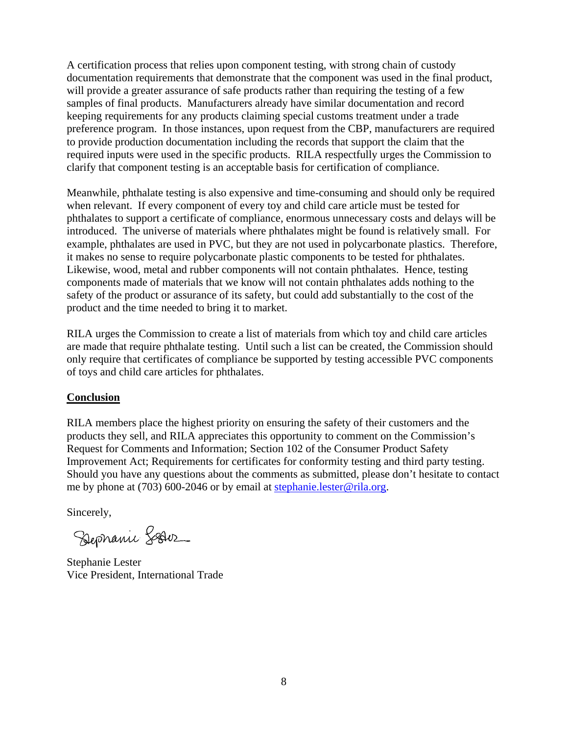A certification process that relies upon component testing, with strong chain of custody documentation requirements that demonstrate that the component was used in the final product, will provide a greater assurance of safe products rather than requiring the testing of a few samples of final products. Manufacturers already have similar documentation and record keeping requirements for any products claiming special customs treatment under a trade preference program. In those instances, upon request from the CBP, manufacturers are required to provide production documentation including the records that support the claim that the required inputs were used in the specific products. RILA respectfully urges the Commission to clarify that component testing is an acceptable basis for certification of compliance.

Meanwhile, phthalate testing is also expensive and time-consuming and should only be required when relevant. If every component of every toy and child care article must be tested for phthalates to support a certificate of compliance, enormous unnecessary costs and delays will be introduced. The universe of materials where phthalates might be found is relatively small. For example, phthalates are used in PVC, but they are not used in polycarbonate plastics. Therefore, it makes no sense to require polycarbonate plastic components to be tested for phthalates. Likewise, wood, metal and rubber components will not contain phthalates. Hence, testing components made of materials that we know will not contain phthalates adds nothing to the safety of the product or assurance of its safety, but could add substantially to the cost of the product and the time needed to bring it to market.

RILA urges the Commission to create a list of materials from which toy and child care articles are made that require phthalate testing. Until such a list can be created, the Commission should only require that certificates of compliance be supported by testing accessible PVC components of toys and child care articles for phthalates.

## Conclusion

RILA members place the highest priority on ensuring the safety of their customers and the products they sell, and RILA appreciates this opportunity to comment on the Commission's Request for Comments and Information; Section 102 of the Consumer Product Safety Improvement Act; Requirements for certificates for conformity testing and third party testing. Should you have any questions about the comments as submitted, please don't hesitate to contact me by phone at (703) 600-2046 or by email at stephanie.lester@rila.org.

Sincerely,

Stephanie Lester

Stephanie Lester
Vice President, International Trade